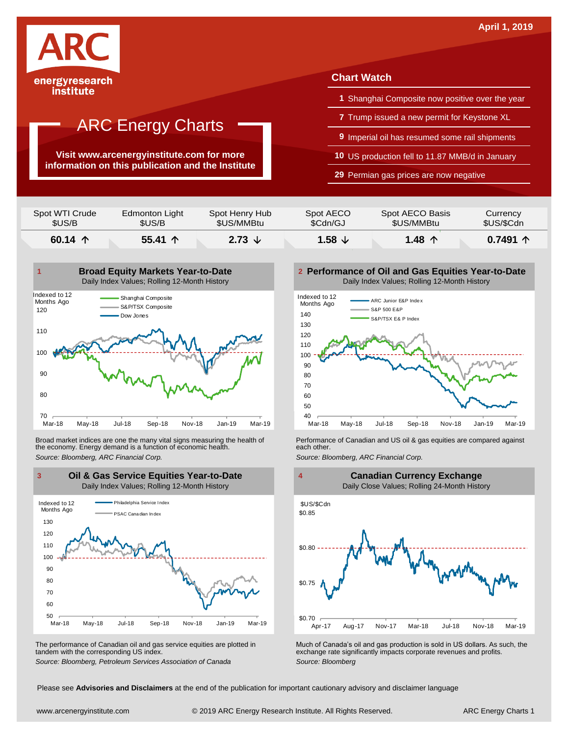April 1, 2019

ARC energyresearch institute

# ARC Energy Charts

**Visit www.arcenergyinstitute.com for more information on this publication and the Institute**

## Chart Watch

1. Shanghai Composite now positive over the year
7. Trump issued a new permit for Keystone XL
9. Imperial oil has resumed some rail shipments
10. US production fell to 11.87 MMB/d in January
29. Permian gas prices are now negative

| Spot WTI Crude $US/B | Edmonton Light $US/B | Spot Henry Hub $US/MMBtu | Spot AECO $Cdn/GJ | Spot AECO Basis $US/MMBtu | Currency $US/$Cdn |
|---|---|---|---|---|---|
| **60.14 ↑** | **55.41 ↑** | **2.73 ↓** | **1.58 ↓** | **1.48 ↑** | **0.7491 ↑** |

### 1 Broad Equity Markets Year-to-Date

Daily Index Values; Rolling 12-Month History

Broad market indices are one the many vital signs measuring the health of the economy. Energy demand is a function of economic health.

*Source: Bloomberg, ARC Financial Corp.*

### 2 Performance of Oil and Gas Equities Year-to-Date

Daily Index Values; Rolling 12-Month History

Performance of Canadian and US oil & gas equities are compared against each other.

*Source: Bloomberg, ARC Financial Corp.*

### 3 Oil & Gas Service Equities Year-to-Date

Daily Index Values; Rolling 12-Month History

The performance of Canadian oil and gas service equities are plotted in tandem with the corresponding US index.

*Source: Bloomberg, Petroleum Services Association of Canada*

### 4 Canadian Currency Exchange

Daily Close Values; Rolling 24-Month History

Much of Canada's oil and gas production is sold in US dollars. As such, the exchange rate significantly impacts corporate revenues and profits.

*Source: Bloomberg*

Please see **Advisories and Disclaimers** at the end of the publication for important cautionary advisory and disclaimer language

www.arcenergyinstitute.com © 2019 ARC Energy Research Institute. All Rights Reserved.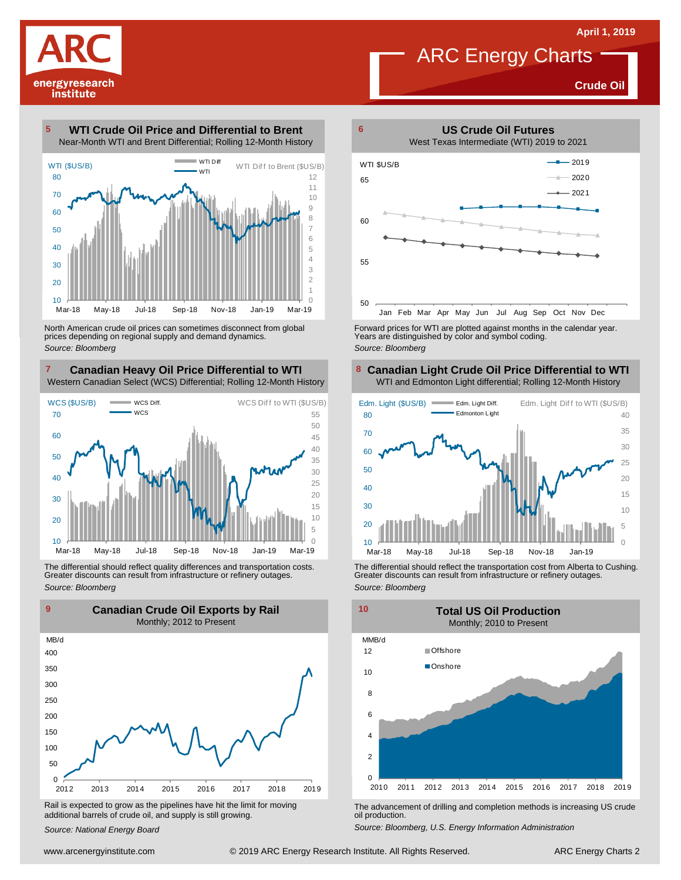April 1, 2019

# ARC Energy Charts

**Crude Oil**

## 5 WTI Crude Oil Price and Differential to Brent

Near-Month WTI and Brent Differential; Rolling 12-Month History

North American crude oil prices can sometimes disconnect from global prices depending on regional supply and demand dynamics.

*Source: Bloomberg*

## 6 US Crude Oil Futures

West Texas Intermediate (WTI) 2019 to 2021

Forward prices for WTI are plotted against months in the calendar year. Years are distinguished by color and symbol coding.

*Source: Bloomberg*

## 7 Canadian Heavy Oil Price Differential to WTI

Western Canadian Select (WCS) Differential; Rolling 12-Month History

The differential should reflect quality differences and transportation costs. Greater discounts can result from infrastructure or refinery outages.

*Source: Bloomberg*

## 8 Canadian Light Crude Oil Price Differential to WTI

WTI and Edmonton Light differential; Rolling 12-Month History

The differential should reflect the transportation cost from Alberta to Cushing. Greater discounts can result from infrastructure or refinery outages.

*Source: Bloomberg*

## 9 Canadian Crude Oil Exports by Rail

Monthly; 2012 to Present

Rail is expected to grow as the pipelines have hit the limit for moving additional barrels of crude oil, and supply is still growing.

*Source: National Energy Board*

## 10 Total US Oil Production

Monthly; 2010 to Present

The advancement of drilling and completion methods is increasing US crude oil production.

*Source: Bloomberg, U.S. Energy Information Administration*

www.arcenergyinstitute.com © 2019 ARC Energy Research Institute. All Rights Reserved.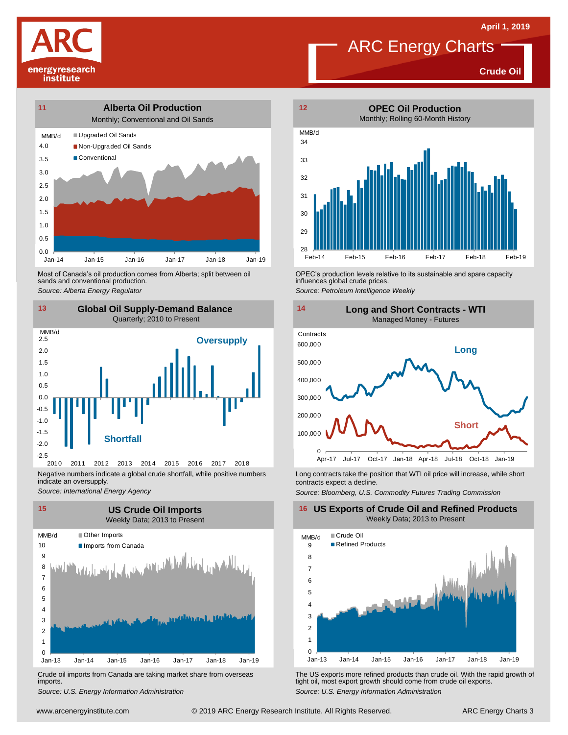April 1, 2019

# ARC Energy Charts

**Crude Oil**

## 11 Alberta Oil Production

Monthly; Conventional and Oil Sands

MMB/d

- Upgraded Oil Sands
- Non-Upgraded Oil Sands
- Conventional

4.0, 3.5, 3.0, 2.5, 2.0, 1.5, 1.0, 0.5, 0.0

Jan-14, Jan-15, Jan-16, Jan-17, Jan-18, Jan-19

Most of Canada's oil production comes from Alberta; split between oil sands and conventional production.

*Source: Alberta Energy Regulator*

## 12 OPEC Oil Production

Monthly; Rolling 60-Month History

MMB/d

34, 33, 32, 31, 30, 29, 28

Feb-14, Feb-15, Feb-16, Feb-17, Feb-18, Feb-19

OPEC's production levels relative to its sustainable and spare capacity influences global crude prices.

*Source: Petroleum Intelligence Weekly*

## 13 Global Oil Supply-Demand Balance

Quarterly; 2010 to Present

MMB/d

Oversupply

Shortfall

2.5, 2.0, 1.5, 1.0, 0.5, 0.0, -0.5, -1.0, -1.5, -2.0, -2.5

2010, 2011, 2012, 2013, 2014, 2015, 2016, 2017, 2018

Negative numbers indicate a global crude shortfall, while positive numbers indicate an oversupply.

*Source: International Energy Agency*

## 14 Long and Short Contracts - WTI

Managed Money - Futures

Contracts

Long

Short

600,000, 500,000, 400,000, 300,000, 200,000, 100,000, 0

Apr-17, Jul-17, Oct-17, Jan-18, Apr-18, Jul-18, Oct-18, Jan-19

Long contracts take the position that WTI oil price will increase, while short contracts expect a decline.

*Source: Bloomberg, U.S. Commodity Futures Trading Commission*

## 15 US Crude Oil Imports

Weekly Data; 2013 to Present

MMB/d

- Other Imports
- Imports from Canada

10, 9, 8, 7, 6, 5, 4, 3, 2, 1, 0

Jan-13, Jan-14, Jan-15, Jan-16, Jan-17, Jan-18, Jan-19

Crude oil imports from Canada are taking market share from overseas imports.

*Source: U.S. Energy Information Administration*

## 16 US Exports of Crude Oil and Refined Products

Weekly Data; 2013 to Present

MMB/d

- Crude Oil
- Refined Products

9, 8, 7, 6, 5, 4, 3, 2, 1, 0

Jan-13, Jan-14, Jan-15, Jan-16, Jan-17, Jan-18, Jan-19

The US exports more refined products than crude oil. With the rapid growth of tight oil, most export growth should come from crude oil exports.

*Source: U.S. Energy Information Administration*

www.arcenergyinstitute.com © 2019 ARC Energy Research Institute. All Rights Reserved.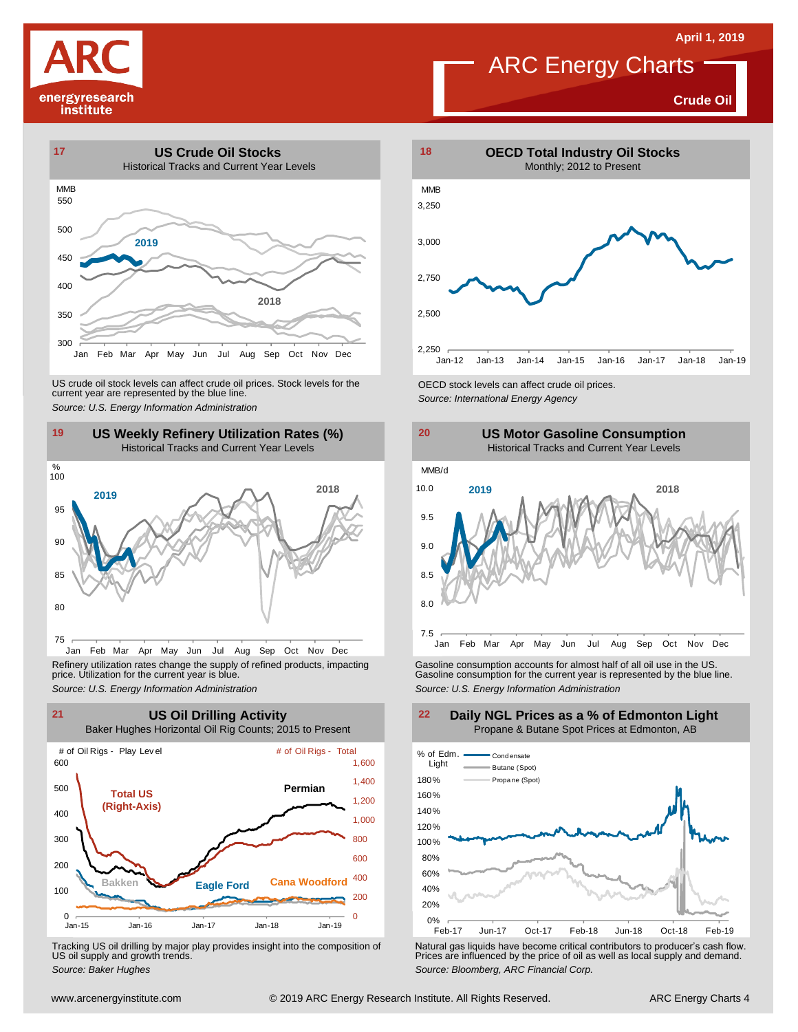April 1, 2019

# ARC Energy Charts

**Crude Oil**

## 17 US Crude Oil Stocks

Historical Tracks and Current Year Levels

US crude oil stock levels can affect crude oil prices. Stock levels for the current year are represented by the blue line.

*Source: U.S. Energy Information Administration*

## 18 OECD Total Industry Oil Stocks

Monthly; 2012 to Present

OECD stock levels can affect crude oil prices.

*Source: International Energy Agency*

## 19 US Weekly Refinery Utilization Rates (%)

Historical Tracks and Current Year Levels

Refinery utilization rates change the supply of refined products, impacting price. Utilization for the current year is blue.

*Source: U.S. Energy Information Administration*

## 20 US Motor Gasoline Consumption

Historical Tracks and Current Year Levels

Gasoline consumption accounts for almost half of all oil use in the US. Gasoline consumption for the current year is represented by the blue line.

*Source: U.S. Energy Information Administration*

## 21 US Oil Drilling Activity

Baker Hughes Horizontal Oil Rig Counts; 2015 to Present

Tracking US oil drilling by major play provides insight into the composition of US oil supply and growth trends.

*Source: Baker Hughes*

## 22 Daily NGL Prices as a % of Edmonton Light

Propane & Butane Spot Prices at Edmonton, AB

Natural gas liquids have become critical contributors to producer's cash flow. Prices are influenced by the price of oil as well as local supply and demand.

*Source: Bloomberg, ARC Financial Corp.*

www.arcenergyinstitute.com © 2019 ARC Energy Research Institute. All Rights Reserved.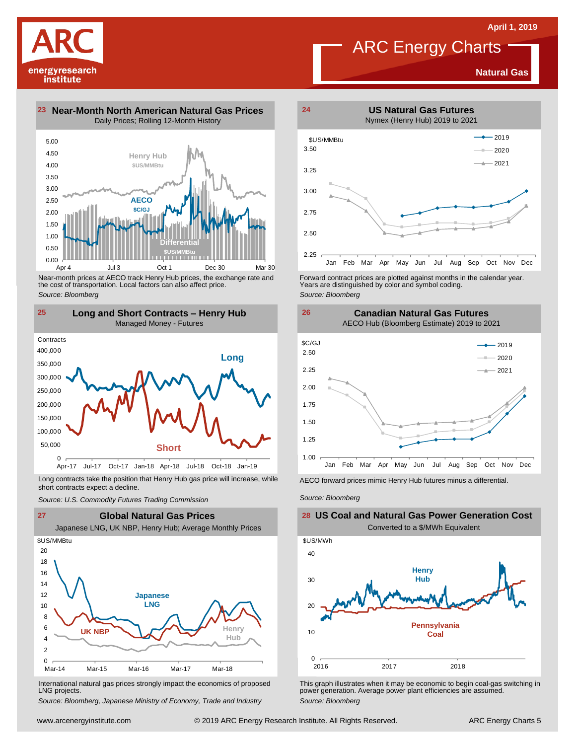# ARC Energy Charts

**Natural Gas**

April 1, 2019

## 23 Near-Month North American Natural Gas Prices

Daily Prices; Rolling 12-Month History

Near-month prices at AECO track Henry Hub prices, the exchange rate and the cost of transportation. Local factors can also affect price.

*Source: Bloomberg*

## 24 US Natural Gas Futures

Nymex (Henry Hub) 2019 to 2021

Forward contract prices are plotted against months in the calendar year. Years are distinguished by color and symbol coding.

*Source: Bloomberg*

## 25 Long and Short Contracts – Henry Hub

Managed Money - Futures

Long contracts take the position that Henry Hub gas price will increase, while short contracts expect a decline.

*Source: U.S. Commodity Futures Trading Commission*

## 26 Canadian Natural Gas Futures

AECO Hub (Bloomberg Estimate) 2019 to 2021

AECO forward prices mimic Henry Hub futures minus a differential.

*Source: Bloomberg*

## 27 Global Natural Gas Prices

Japanese LNG, UK NBP, Henry Hub; Average Monthly Prices

International natural gas prices strongly impact the economics of proposed LNG projects.

*Source: Bloomberg, Japanese Ministry of Economy, Trade and Industry*

## 28 US Coal and Natural Gas Power Generation Cost

Converted to a $/MWh Equivalent

This graph illustrates when it may be economic to begin coal-gas switching in power generation. Average power plant efficiencies are assumed.

*Source: Bloomberg*

www.arcenergyinstitute.com © 2019 ARC Energy Research Institute. All Rights Reserved.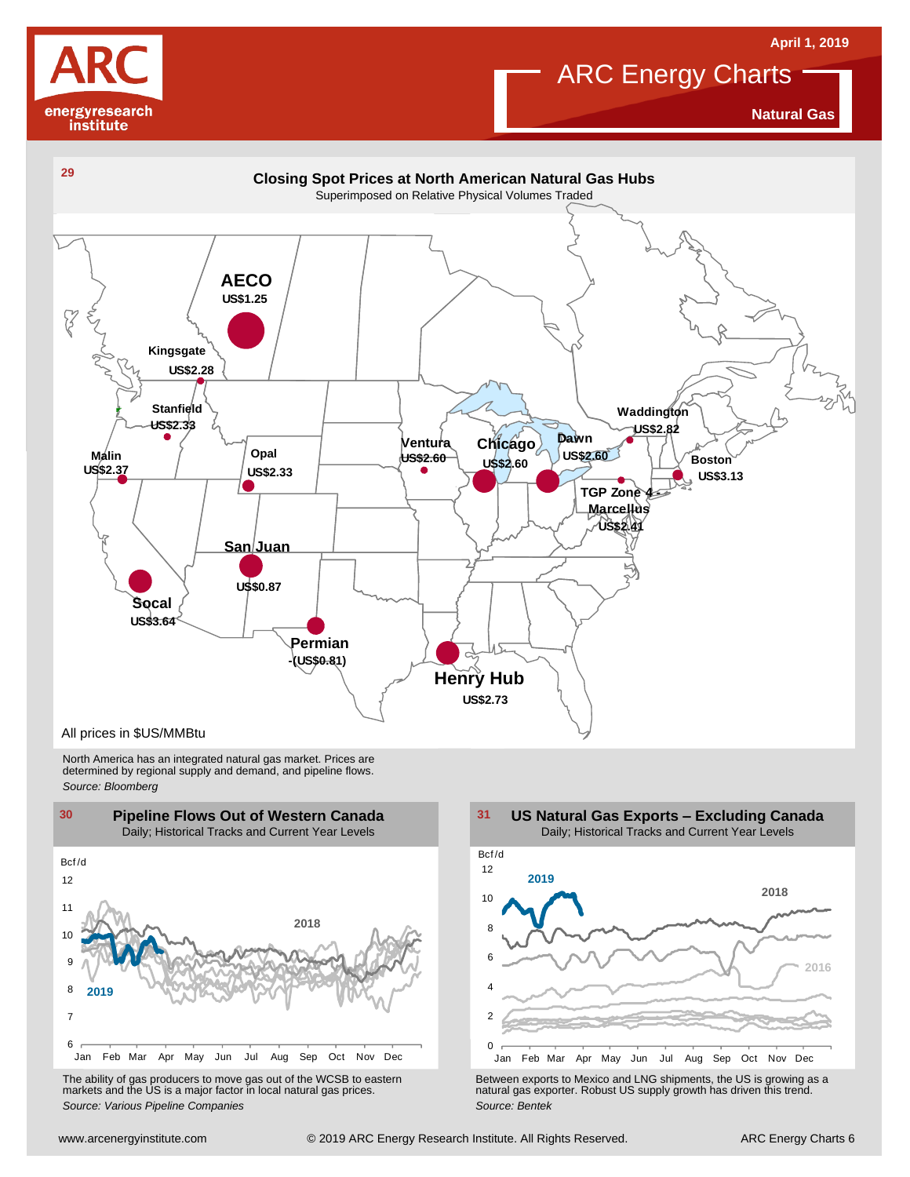# ARC Energy Charts

April 1, 2019

**Natural Gas**

## 29 Closing Spot Prices at North American Natural Gas Hubs

Superimposed on Relative Physical Volumes Traded

- **AECO** US$1.25
- **Kingsgate** US$2.28
- **Stanfield** US$2.33
- **Malin** US$2.37
- **Opal** US$2.33
- **Ventura** US$2.60
- **Chicago** US$2.60
- **Dawn** US$2.60
- **Waddington** US$2.82
- **Boston** US$3.13
- **TGP Zone 4 Marcellus** US$2.41
- **San Juan** US$0.87
- **Socal** US$3.64
- **Permian** -(US$0.81)
- **Henry Hub** US$2.73

All prices in $US/MMBtu

North America has an integrated natural gas market. Prices are determined by regional supply and demand, and pipeline flows.

*Source: Bloomberg*

## 30 Pipeline Flows Out of Western Canada

Daily; Historical Tracks and Current Year Levels

Bcf/d

The ability of gas producers to move gas out of the WCSB to eastern markets and the US is a major factor in local natural gas prices.

*Source: Various Pipeline Companies*

## 31 US Natural Gas Exports – Excluding Canada

Daily; Historical Tracks and Current Year Levels

Bcf/d

Between exports to Mexico and LNG shipments, the US is growing as a natural gas exporter. Robust US supply growth has driven this trend.

*Source: Bentek*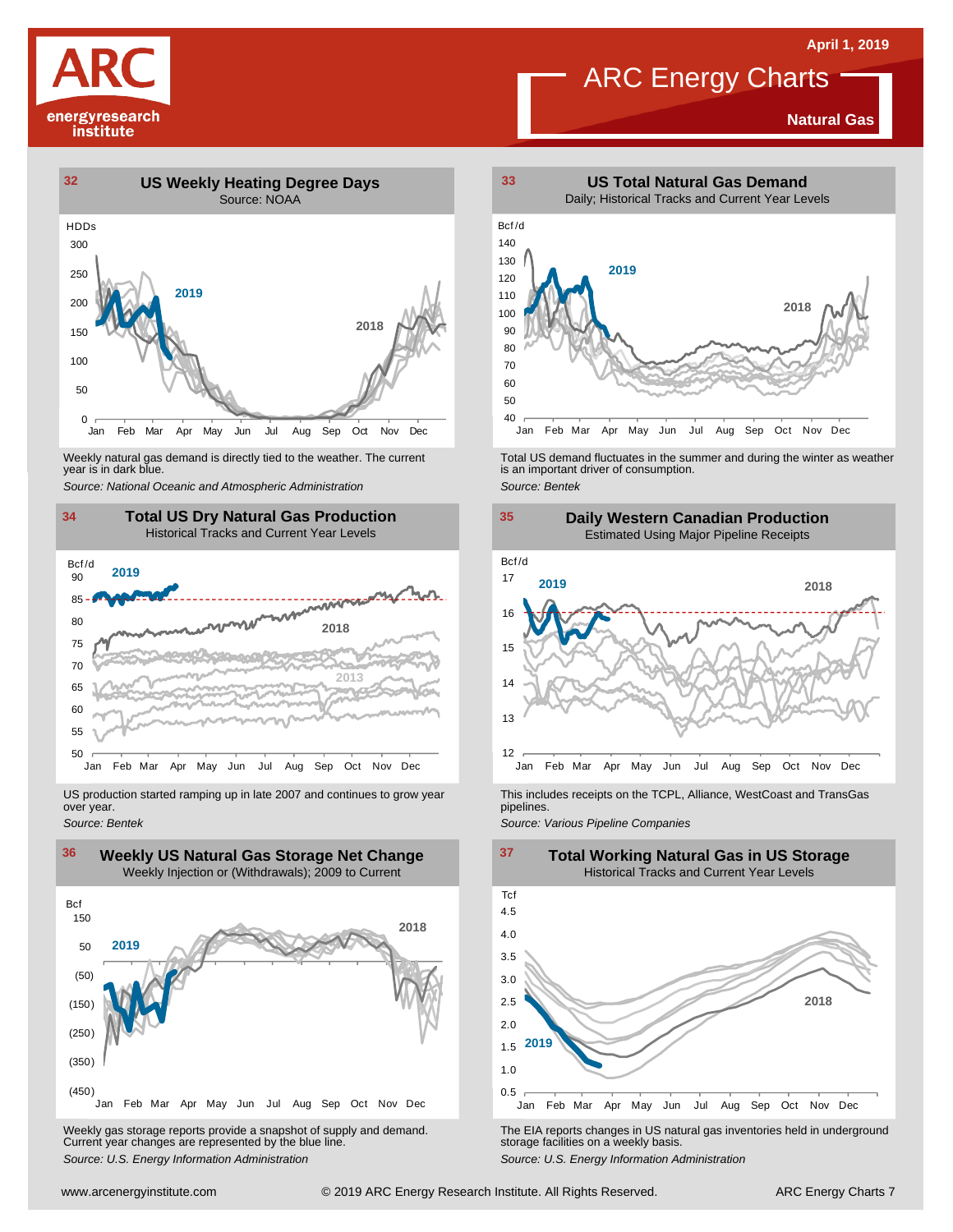# ARC Energy Charts

**Natural Gas**

### 32 US Weekly Heating Degree Days

Source: NOAA

Weekly natural gas demand is directly tied to the weather. The current year is in dark blue.

*Source: National Oceanic and Atmospheric Administration*

### 33 US Total Natural Gas Demand

Daily; Historical Tracks and Current Year Levels

Total US demand fluctuates in the summer and during the winter as weather is an important driver of consumption.

*Source: Bentek*

### 34 Total US Dry Natural Gas Production

Historical Tracks and Current Year Levels

US production started ramping up in late 2007 and continues to grow year over year.

*Source: Bentek*

### 35 Daily Western Canadian Production

Estimated Using Major Pipeline Receipts

This includes receipts on the TCPL, Alliance, WestCoast and TransGas pipelines.

*Source: Various Pipeline Companies*

### 36 Weekly US Natural Gas Storage Net Change

Weekly Injection or (Withdrawals); 2009 to Current

Weekly gas storage reports provide a snapshot of supply and demand. Current year changes are represented by the blue line.

*Source: U.S. Energy Information Administration*

### 37 Total Working Natural Gas in US Storage

Historical Tracks and Current Year Levels

The EIA reports changes in US natural gas inventories held in underground storage facilities on a weekly basis.

*Source: U.S. Energy Information Administration*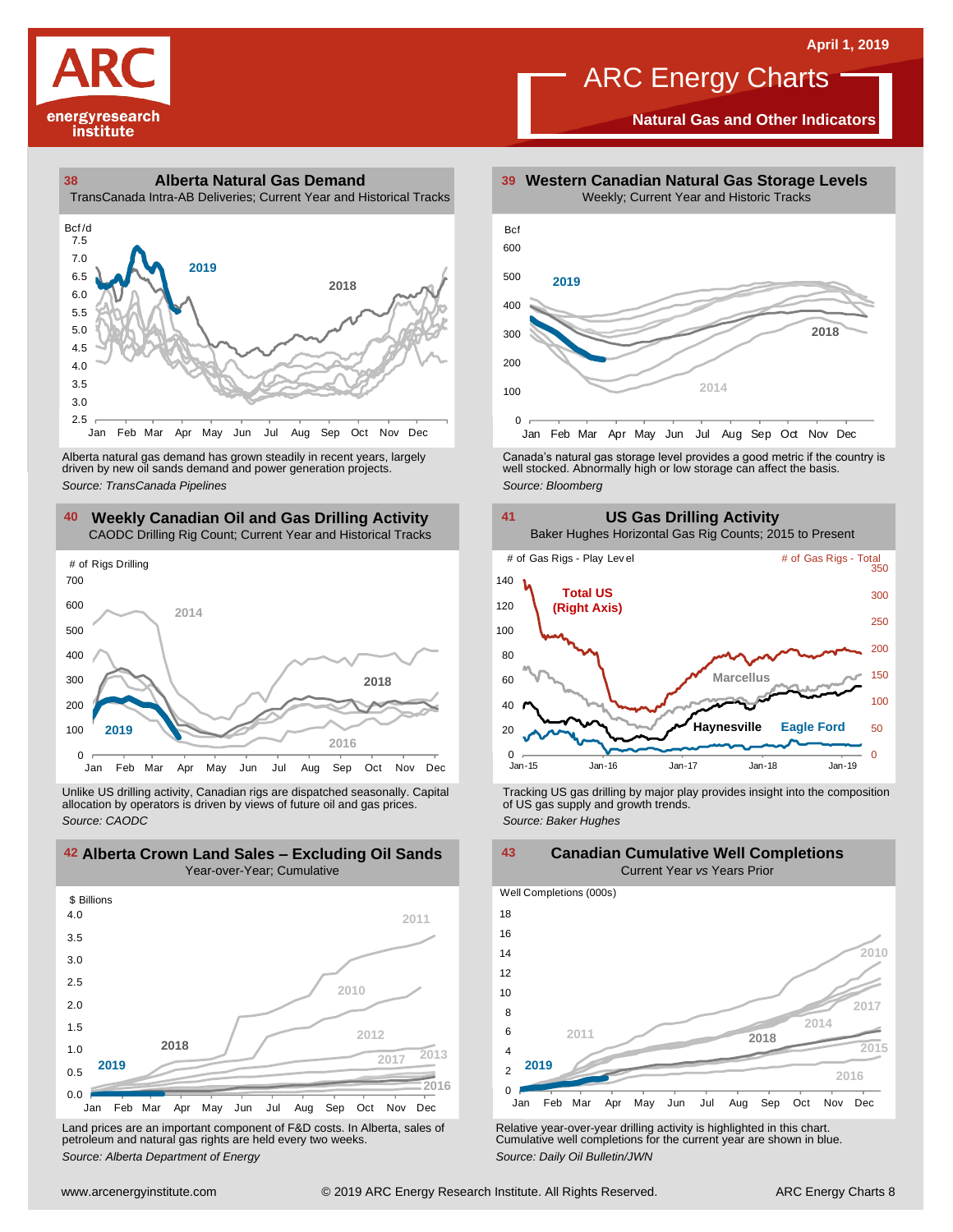# ARC Energy Charts

April 1, 2019

## Natural Gas and Other Indicators

### 38 Alberta Natural Gas Demand

TransCanada Intra-AB Deliveries; Current Year and Historical Tracks

Alberta natural gas demand has grown steadily in recent years, largely driven by new oil sands demand and power generation projects.

*Source: TransCanada Pipelines*

### 39 Western Canadian Natural Gas Storage Levels

Weekly; Current Year and Historic Tracks

Canada's natural gas storage level provides a good metric if the country is well stocked. Abnormally high or low storage can affect the basis.

*Source: Bloomberg*

### 40 Weekly Canadian Oil and Gas Drilling Activity

CAODC Drilling Rig Count; Current Year and Historical Tracks

Unlike US drilling activity, Canadian rigs are dispatched seasonally. Capital allocation by operators is driven by views of future oil and gas prices.

*Source: CAODC*

### 41 US Gas Drilling Activity

Baker Hughes Horizontal Gas Rig Counts; 2015 to Present

Tracking US gas drilling by major play provides insight into the composition of US gas supply and growth trends.

*Source: Baker Hughes*

### 42 Alberta Crown Land Sales – Excluding Oil Sands

Year-over-Year; Cumulative

Land prices are an important component of F&D costs. In Alberta, sales of petroleum and natural gas rights are held every two weeks.

*Source: Alberta Department of Energy*

### 43 Canadian Cumulative Well Completions

Current Year *vs* Years Prior

Relative year-over-year drilling activity is highlighted in this chart. Cumulative well completions for the current year are shown in blue.

*Source: Daily Oil Bulletin/JWN*

www.arcenergyinstitute.com © 2019 ARC Energy Research Institute. All Rights Reserved.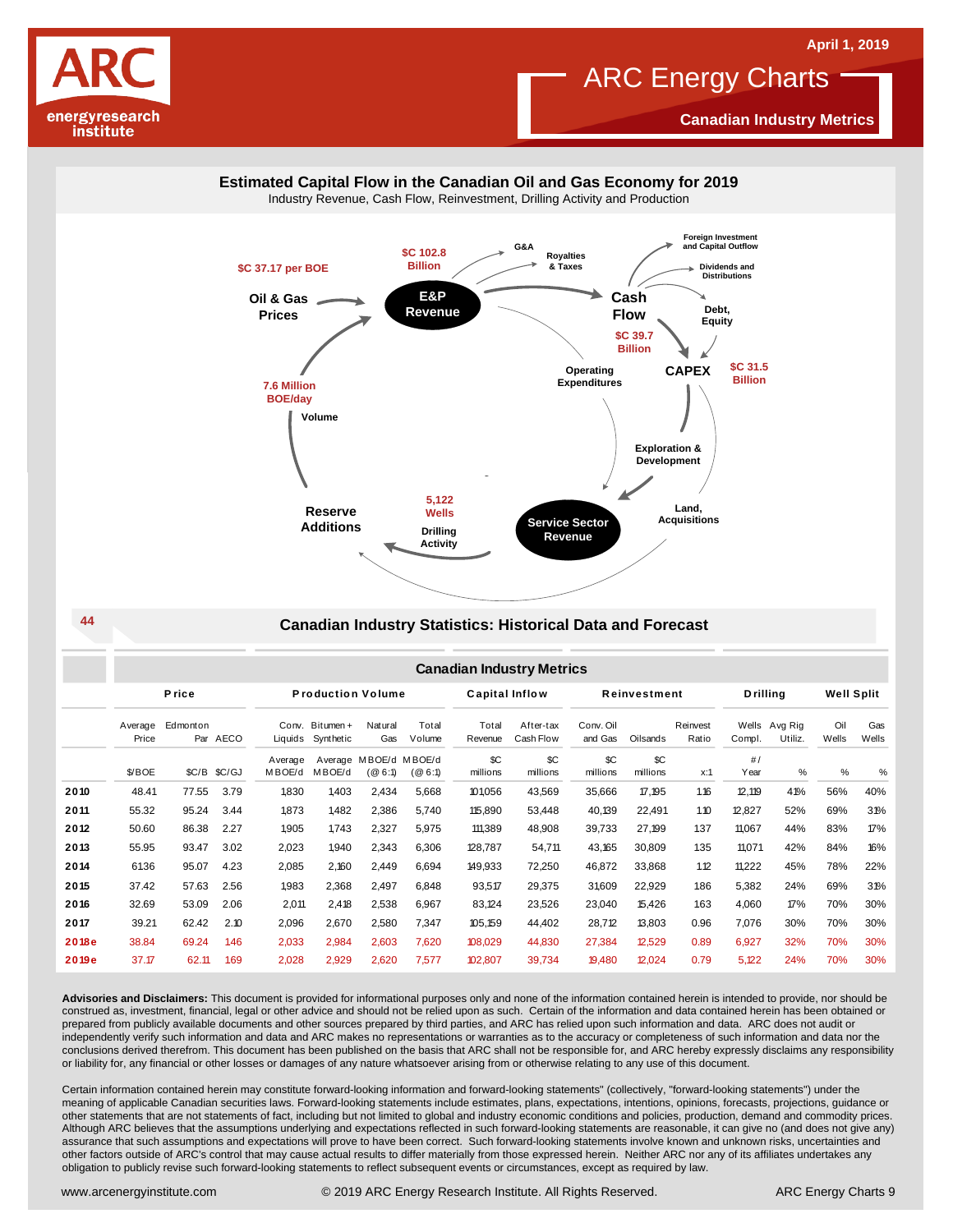# ARC Energy Charts

April 1, 2019

**Canadian Industry Metrics**

## Estimated Capital Flow in the Canadian Oil and Gas Economy for 2019

Industry Revenue, Cash Flow, Reinvestment, Drilling Activity and Production

$C 37.17 per BOE

Oil & Gas Prices

$C 102.8 Billion

E&P Revenue

G&A

Royalties & Taxes

Foreign Investment and Capital Outflow

Dividends and Distributions

Cash Flow

Debt, Equity

$C 39.7 Billion

CAPEX

$C 31.5 Billion

Operating Expenditures

7.6 Million BOE/day

Volume

Exploration & Development

Land, Acquisitions

5,122 Wells

Drilling Activity

Reserve Additions

Service Sector Revenue

44

## Canadian Industry Statistics: Historical Data and Forecast

**Canadian Industry Metrics**

| | Price | | | Production Volume | | | | Capital Inflow | | Reinvestment | | | Drilling | | Well Split | |
|---|---|---|---|---|---|---|---|---|---|---|---|---|---|---|---|---|
| | Average Price | Edmonton Par | AECO | Conv. Liquids | Bitumen + Synthetic | Natural Gas | Total Volume | Total Revenue | After-tax Cash Flow | Conv. Oil and Gas | Oilsands | Reinvest Ratio | Wells Compl. | Avg Rig Utiliz. | Oil Wells | Gas Wells |
| | $/BOE | $C/B | $C/GJ | Average MBOE/d | Average MBOE/d | MBOE/d (@ 6:1) | MBOE/d (@ 6:1) | $C millions | $C millions | $C millions | $C millions | x:1 | # / Year | % | % | % |
| **2010** | 48.41 | 77.55 | 3.79 | 1,830 | 1,403 | 2,434 | 5,668 | 101,056 | 43,569 | 35,666 | 17,195 | 1.16 | 12,119 | 41% | 56% | 40% |
| **2011** | 55.32 | 95.24 | 3.44 | 1,873 | 1,482 | 2,386 | 5,740 | 115,890 | 53,448 | 40,139 | 22,491 | 1.10 | 12,827 | 52% | 69% | 31% |
| **2012** | 50.60 | 86.38 | 2.27 | 1,905 | 1,743 | 2,327 | 5,975 | 111,389 | 48,908 | 39,733 | 27,199 | 1.37 | 11,067 | 44% | 83% | 17% |
| **2013** | 55.95 | 93.47 | 3.02 | 2,023 | 1,940 | 2,343 | 6,306 | 128,787 | 54,711 | 43,165 | 30,809 | 1.35 | 11,071 | 42% | 84% | 16% |
| **2014** | 61.36 | 95.07 | 4.23 | 2,085 | 2,160 | 2,449 | 6,694 | 149,933 | 72,250 | 46,872 | 33,868 | 1.12 | 11,222 | 45% | 78% | 22% |
| **2015** | 37.42 | 57.63 | 2.56 | 1,983 | 2,368 | 2,497 | 6,848 | 93,517 | 29,375 | 31,609 | 22,929 | 1.86 | 5,382 | 24% | 69% | 31% |
| **2016** | 32.69 | 53.09 | 2.06 | 2,011 | 2,418 | 2,538 | 6,967 | 83,124 | 23,526 | 23,040 | 15,426 | 1.63 | 4,060 | 17% | 70% | 30% |
| **2017** | 39.21 | 62.42 | 2.10 | 2,096 | 2,670 | 2,580 | 7,347 | 105,159 | 44,402 | 28,712 | 13,803 | 0.96 | 7,076 | 30% | 70% | 30% |
| **2018e** | 38.84 | 69.24 | 1.46 | 2,033 | 2,984 | 2,603 | 7,620 | 108,029 | 44,830 | 27,384 | 12,529 | 0.89 | 6,927 | 32% | 70% | 30% |
| **2019e** | 37.17 | 62.11 | 1.69 | 2,028 | 2,929 | 2,620 | 7,577 | 102,807 | 39,734 | 19,480 | 12,024 | 0.79 | 5,122 | 24% | 70% | 30% |

**Advisories and Disclaimers:** This document is provided for informational purposes only and none of the information contained herein is intended to provide, nor should be construed as, investment, financial, legal or other advice and should not be relied upon as such. Certain of the information and data contained herein has been obtained or prepared from publicly available documents and other sources prepared by third parties, and ARC has relied upon such information and data. ARC does not audit or independently verify such information and data and ARC makes no representations or warranties as to the accuracy or completeness of such information and data nor the conclusions derived therefrom. This document has been published on the basis that ARC shall not be responsible for, and ARC hereby expressly disclaims any responsibility or liability for, any financial or other losses or damages of any nature whatsoever arising from or otherwise relating to any use of this document.

Certain information contained herein may constitute forward-looking information and forward-looking statements" (collectively, "forward-looking statements") under the meaning of applicable Canadian securities laws. Forward-looking statements include estimates, plans, expectations, intentions, opinions, forecasts, projections, guidance or other statements that are not statements of fact, including but not limited to global and industry economic conditions and policies, production, demand and commodity prices. Although ARC believes that the assumptions underlying and expectations reflected in such forward-looking statements are reasonable, it can give no (and does not give any) assurance that such assumptions and expectations will prove to have been correct. Such forward-looking statements involve known and unknown risks, uncertainties and other factors outside of ARC's control that may cause actual results to differ materially from those expressed herein. Neither ARC nor any of its affiliates undertakes any obligation to publicly revise such forward-looking statements to reflect subsequent events or circumstances, except as required by law.

www.arcenergyinstitute.com © 2019 ARC Energy Research Institute. All Rights Reserved.